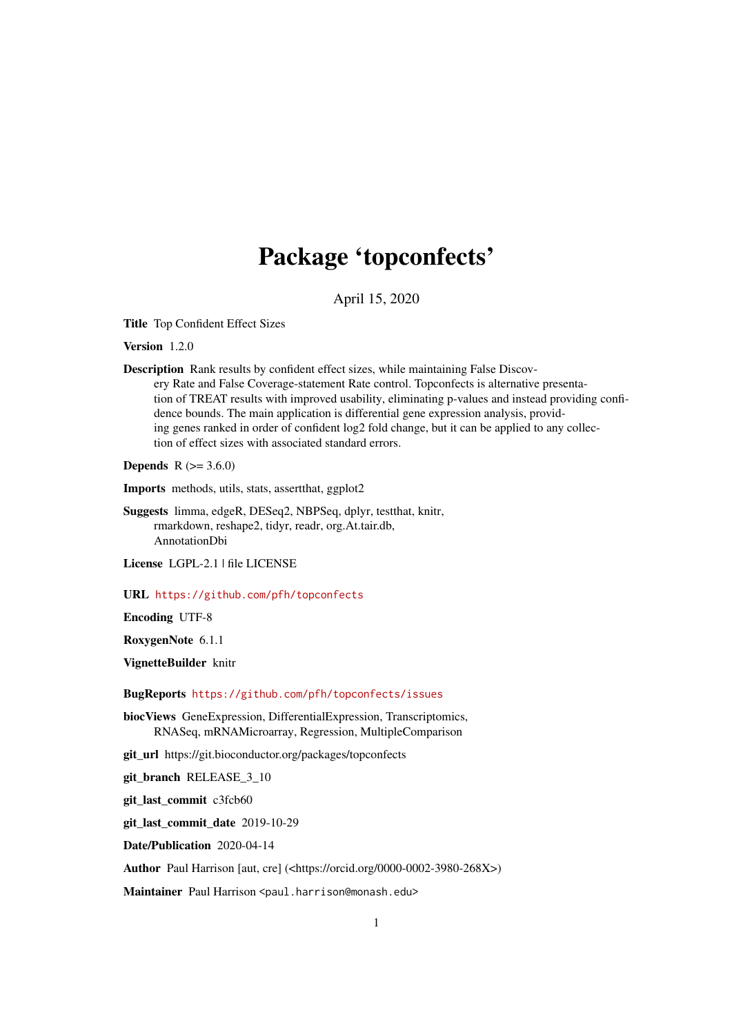# Package 'topconfects'

April 15, 2020

**Title** Top Confident Effect Sizes

**Version** 1.2.0

**Description** Rank results by confident effect sizes, while maintaining False Discovery Rate and False Coverage-statement Rate control. Topconfects is alternative presentation of TREAT results with improved usability, eliminating p-values and instead providing confidence bounds. The main application is differential gene expression analysis, providing genes ranked in order of confident log2 fold change, but it can be applied to any collection of effect sizes with associated standard errors.

**Depends** R (>= 3.6.0)

**Imports** methods, utils, stats, assertthat, ggplot2

**Suggests** limma, edgeR, DESeq2, NBPSeq, dplyr, testthat, knitr, rmarkdown, reshape2, tidyr, readr, org.At.tair.db, AnnotationDbi

**License** LGPL-2.1 | file LICENSE

**URL** https://github.com/pfh/topconfects

**Encoding** UTF-8

**RoxygenNote** 6.1.1

**VignetteBuilder** knitr

**BugReports** https://github.com/pfh/topconfects/issues

**biocViews** GeneExpression, DifferentialExpression, Transcriptomics, RNASeq, mRNAMicroarray, Regression, MultipleComparison

**git_url** https://git.bioconductor.org/packages/topconfects

**git_branch** RELEASE_3_10

**git_last_commit** c3fcb60

**git_last_commit_date** 2019-10-29

**Date/Publication** 2020-04-14

**Author** Paul Harrison [aut, cre] (<https://orcid.org/0000-0002-3980-268X>)

**Maintainer** Paul Harrison <paul.harrison@monash.edu>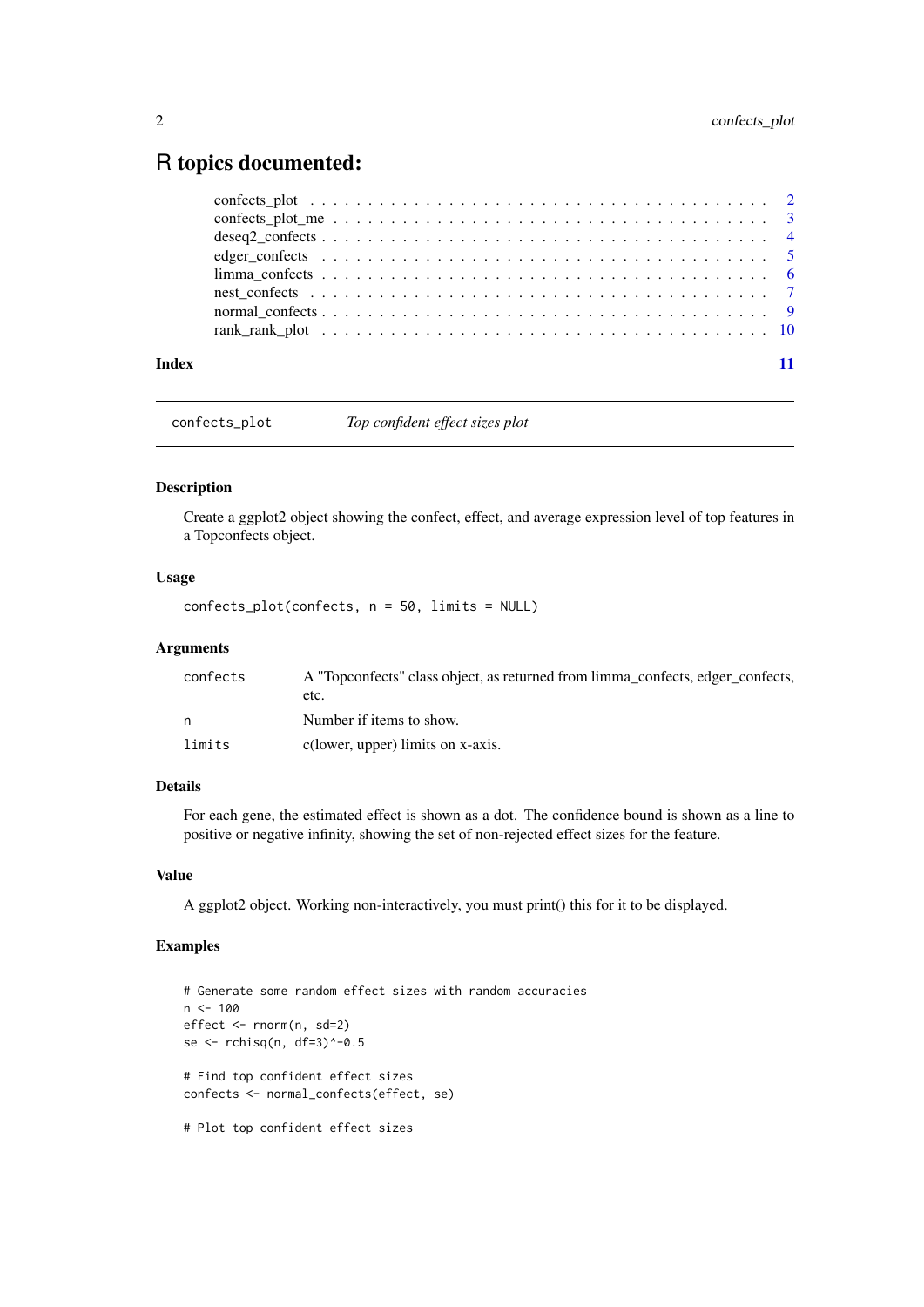# R topics documented:

| | |
|---|---|
| confects_plot | 2 |
| confects_plot_me | 3 |
| deseq2_confects | 4 |
| edger_confects | 5 |
| limma_confects | 6 |
| nest_confects | 7 |
| normal_confects | 9 |
| rank_rank_plot | 10 |

**Index** **11**

---

## confects_plot *Top confident effect sizes plot*

---

### Description

Create a ggplot2 object showing the confect, effect, and average expression level of top features in a Topconfects object.

### Usage

```
confects_plot(confects, n = 50, limits = NULL)
```

### Arguments

| | |
|---|---|
| `confects` | A "Topconfects" class object, as returned from limma_confects, edger_confects, etc. |
| `n` | Number if items to show. |
| `limits` | c(lower, upper) limits on x-axis. |

### Details

For each gene, the estimated effect is shown as a dot. The confidence bound is shown as a line to positive or negative infinity, showing the set of non-rejected effect sizes for the feature.

### Value

A ggplot2 object. Working non-interactively, you must print() this for it to be displayed.

### Examples

```
# Generate some random effect sizes with random accuracies
n <- 100
effect <- rnorm(n, sd=2)
se <- rchisq(n, df=3)^-0.5

# Find top confident effect sizes
confects <- normal_confects(effect, se)

# Plot top confident effect sizes
```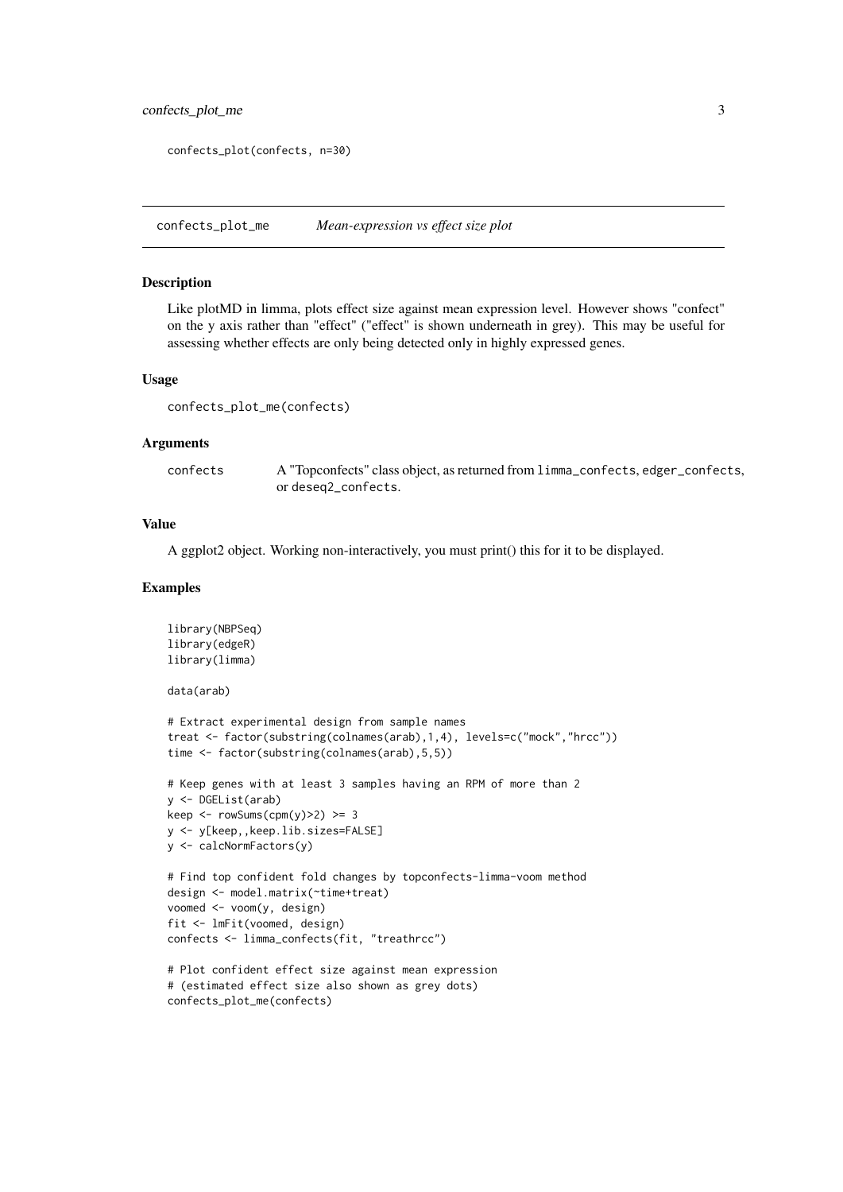```
confects_plot(confects, n=30)
```

## confects_plot_me — *Mean-expression vs effect size plot*

### Description

Like plotMD in limma, plots effect size against mean expression level. However shows "confect" on the y axis rather than "effect" ("effect" is shown underneath in grey). This may be useful for assessing whether effects are only being detected only in highly expressed genes.

### Usage

```
confects_plot_me(confects)
```

### Arguments

| | |
|---|---|
| confects | A "Topconfects" class object, as returned from `limma_confects`, `edger_confects`, or `deseq2_confects`. |

### Value

A ggplot2 object. Working non-interactively, you must print() this for it to be displayed.

### Examples

```
library(NBPSeq)
library(edgeR)
library(limma)

data(arab)

# Extract experimental design from sample names
treat <- factor(substring(colnames(arab),1,4), levels=c("mock","hrcc"))
time <- factor(substring(colnames(arab),5,5))

# Keep genes with at least 3 samples having an RPM of more than 2
y <- DGEList(arab)
keep <- rowSums(cpm(y)>2) >= 3
y <- y[keep,,keep.lib.sizes=FALSE]
y <- calcNormFactors(y)

# Find top confident fold changes by topconfects-limma-voom method
design <- model.matrix(~time+treat)
voomed <- voom(y, design)
fit <- lmFit(voomed, design)
confects <- limma_confects(fit, "treathrcc")

# Plot confident effect size against mean expression
# (estimated effect size also shown as grey dots)
confects_plot_me(confects)
```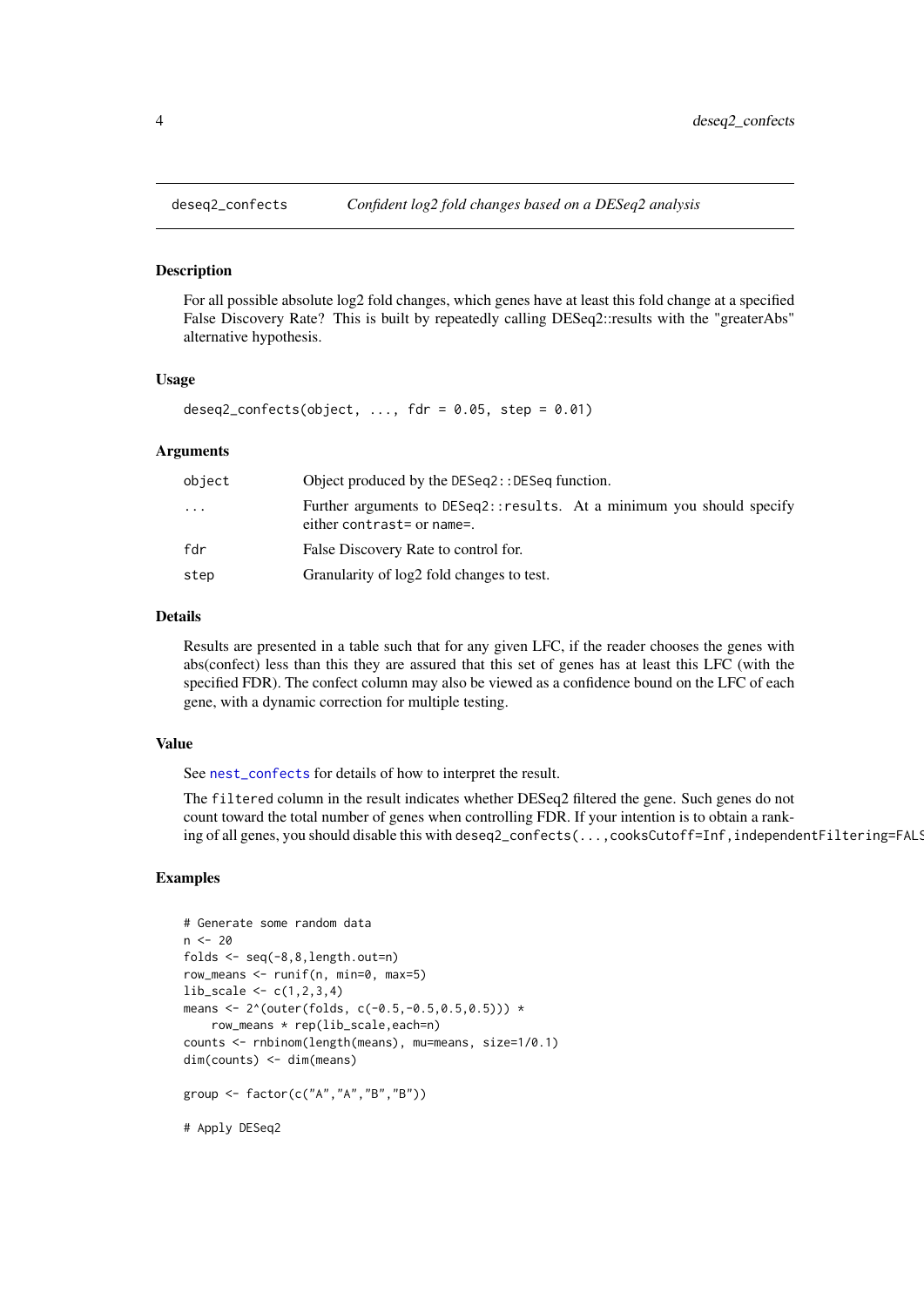## deseq2_confects — *Confident log2 fold changes based on a DESeq2 analysis*

### Description

For all possible absolute log2 fold changes, which genes have at least this fold change at a specified False Discovery Rate? This is built by repeatedly calling DESeq2::results with the "greaterAbs" alternative hypothesis.

### Usage

```
deseq2_confects(object, ..., fdr = 0.05, step = 0.01)
```

### Arguments

| | |
|---|---|
| `object` | Object produced by the `DESeq2::DESeq` function. |
| `...` | Further arguments to `DESeq2::results`. At a minimum you should specify either `contrast=` or `name=`. |
| `fdr` | False Discovery Rate to control for. |
| `step` | Granularity of log2 fold changes to test. |

### Details

Results are presented in a table such that for any given LFC, if the reader chooses the genes with abs(confect) less than this they are assured that this set of genes has at least this LFC (with the specified FDR). The confect column may also be viewed as a confidence bound on the LFC of each gene, with a dynamic correction for multiple testing.

### Value

See `nest_confects` for details of how to interpret the result.

The `filtered` column in the result indicates whether DESeq2 filtered the gene. Such genes do not count toward the total number of genes when controlling FDR. If your intention is to obtain a ranking of all genes, you should disable this with `deseq2_confects(...,cooksCutoff=Inf,independentFiltering=FALS`

### Examples

```
# Generate some random data
n <- 20
folds <- seq(-8,8,length.out=n)
row_means <- runif(n, min=0, max=5)
lib_scale <- c(1,2,3,4)
means <- 2^(outer(folds, c(-0.5,-0.5,0.5,0.5))) *
    row_means * rep(lib_scale,each=n)
counts <- rnbinom(length(means), mu=means, size=1/0.1)
dim(counts) <- dim(means)

group <- factor(c("A","A","B","B"))

# Apply DESeq2
```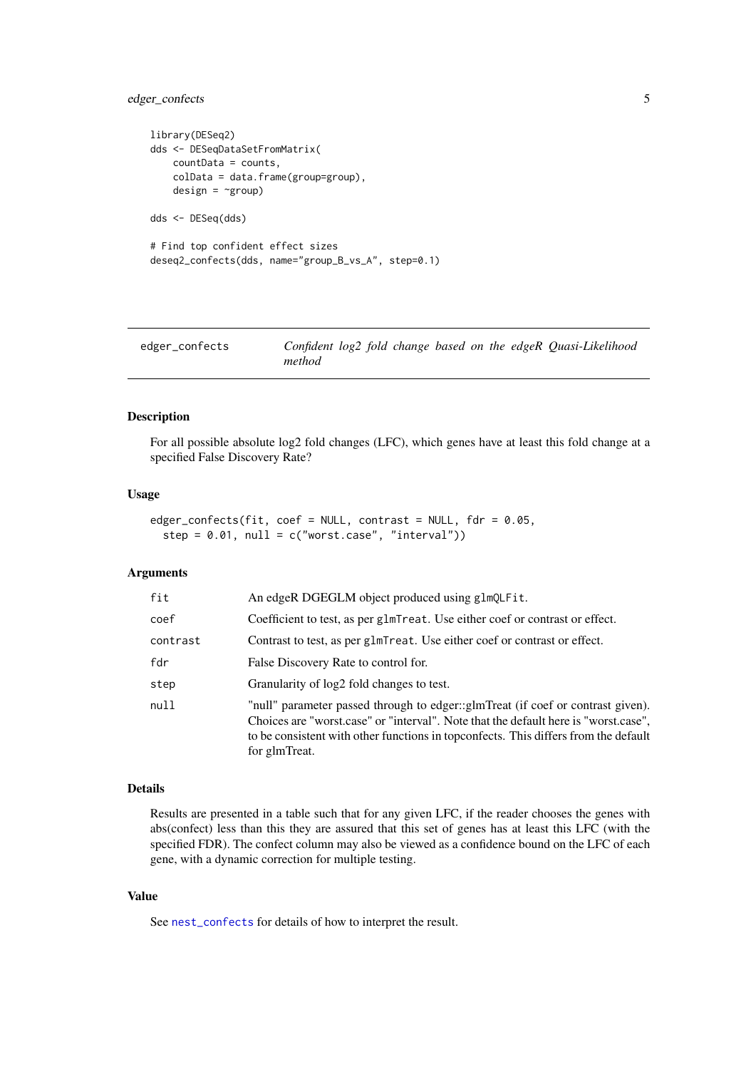```
library(DESeq2)
dds <- DESeqDataSetFromMatrix(
    countData = counts,
    colData = data.frame(group=group),
    design = ~group)

dds <- DESeq(dds)

# Find top confident effect sizes
deseq2_confects(dds, name="group_B_vs_A", step=0.1)
```

## edger_confects — *Confident log2 fold change based on the edgeR Quasi-Likelihood method*

### Description

For all possible absolute log2 fold changes (LFC), which genes have at least this fold change at a specified False Discovery Rate?

### Usage

```
edger_confects(fit, coef = NULL, contrast = NULL, fdr = 0.05,
  step = 0.01, null = c("worst.case", "interval"))
```

### Arguments

| | |
|---|---|
| `fit` | An edgeR DGEGLM object produced using `glmQLFit`. |
| `coef` | Coefficient to test, as per `glmTreat`. Use either coef or contrast or effect. |
| `contrast` | Contrast to test, as per `glmTreat`. Use either coef or contrast or effect. |
| `fdr` | False Discovery Rate to control for. |
| `step` | Granularity of log2 fold changes to test. |
| `null` | "null" parameter passed through to edger::glmTreat (if coef or contrast given). Choices are "worst.case" or "interval". Note that the default here is "worst.case", to be consistent with other functions in topconfects. This differs from the default for glmTreat. |

### Details

Results are presented in a table such that for any given LFC, if the reader chooses the genes with abs(confect) less than this they are assured that this set of genes has at least this LFC (with the specified FDR). The confect column may also be viewed as a confidence bound on the LFC of each gene, with a dynamic correction for multiple testing.

### Value

See `nest_confects` for details of how to interpret the result.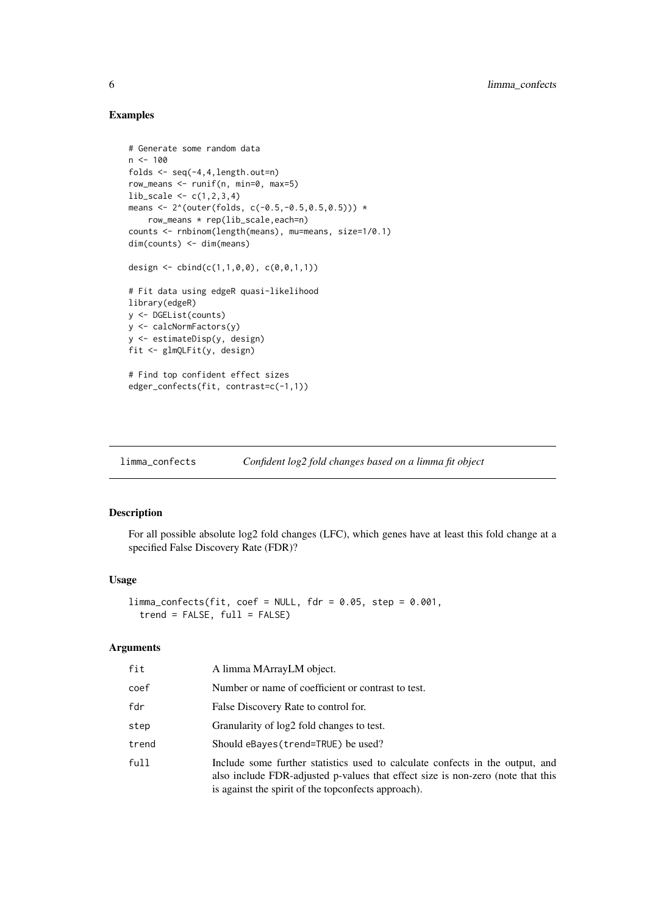## Examples

```
# Generate some random data
n <- 100
folds <- seq(-4,4,length.out=n)
row_means <- runif(n, min=0, max=5)
lib_scale <- c(1,2,3,4)
means <- 2^(outer(folds, c(-0.5,-0.5,0.5,0.5))) *
    row_means * rep(lib_scale,each=n)
counts <- rnbinom(length(means), mu=means, size=1/0.1)
dim(counts) <- dim(means)

design <- cbind(c(1,1,0,0), c(0,0,1,1))

# Fit data using edgeR quasi-likelihood
library(edgeR)
y <- DGEList(counts)
y <- calcNormFactors(y)
y <- estimateDisp(y, design)
fit <- glmQLFit(y, design)

# Find top confident effect sizes
edger_confects(fit, contrast=c(-1,1))
```

---

# limma_confects — *Confident log2 fold changes based on a limma fit object*

---

## Description

For all possible absolute log2 fold changes (LFC), which genes have at least this fold change at a specified False Discovery Rate (FDR)?

## Usage

```
limma_confects(fit, coef = NULL, fdr = 0.05, step = 0.001,
  trend = FALSE, full = FALSE)
```

## Arguments

| Argument | Description |
|---|---|
| `fit` | A limma MArrayLM object. |
| `coef` | Number or name of coefficient or contrast to test. |
| `fdr` | False Discovery Rate to control for. |
| `step` | Granularity of log2 fold changes to test. |
| `trend` | Should `eBayes(trend=TRUE)` be used? |
| `full` | Include some further statistics used to calculate confects in the output, and also include FDR-adjusted p-values that effect size is non-zero (note that this is against the spirit of the topconfects approach). |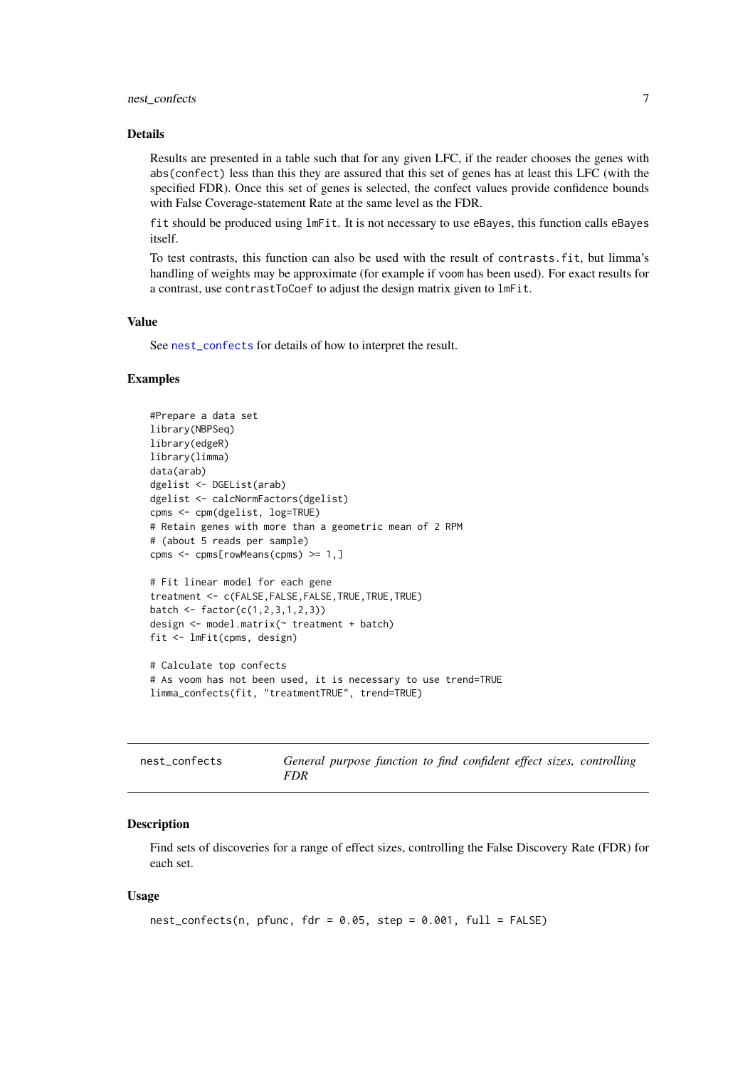### Details

Results are presented in a table such that for any given LFC, if the reader chooses the genes with `abs(confect)` less than this they are assured that this set of genes has at least this LFC (with the specified FDR). Once this set of genes is selected, the confect values provide confidence bounds with False Coverage-statement Rate at the same level as the FDR.

`fit` should be produced using `lmFit`. It is not necessary to use `eBayes`, this function calls `eBayes` itself.

To test contrasts, this function can also be used with the result of `contrasts.fit`, but limma's handling of weights may be approximate (for example if `voom` has been used). For exact results for a contrast, use `contrastToCoef` to adjust the design matrix given to `lmFit`.

### Value

See `nest_confects` for details of how to interpret the result.

### Examples

```
#Prepare a data set
library(NBPSeq)
library(edgeR)
library(limma)
data(arab)
dgelist <- DGEList(arab)
dgelist <- calcNormFactors(dgelist)
cpms <- cpm(dgelist, log=TRUE)
# Retain genes with more than a geometric mean of 2 RPM
# (about 5 reads per sample)
cpms <- cpms[rowMeans(cpms) >= 1,]

# Fit linear model for each gene
treatment <- c(FALSE,FALSE,FALSE,TRUE,TRUE,TRUE)
batch <- factor(c(1,2,3,1,2,3))
design <- model.matrix(~ treatment + batch)
fit <- lmFit(cpms, design)

# Calculate top confects
# As voom has not been used, it is necessary to use trend=TRUE
limma_confects(fit, "treatmentTRUE", trend=TRUE)
```

---

## nest_confects — *General purpose function to find confident effect sizes, controlling FDR*

### Description

Find sets of discoveries for a range of effect sizes, controlling the False Discovery Rate (FDR) for each set.

### Usage

```
nest_confects(n, pfunc, fdr = 0.05, step = 0.001, full = FALSE)
```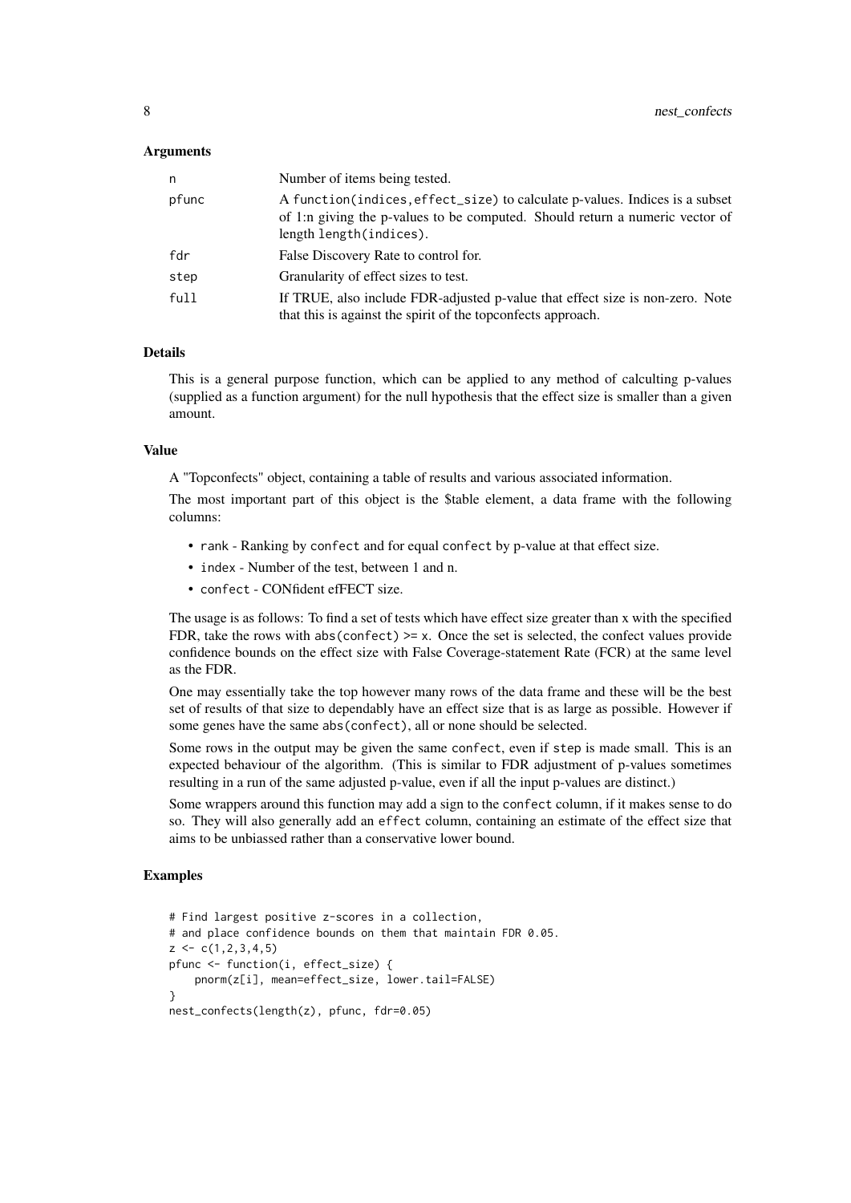### Arguments

| | |
|---|---|
| n | Number of items being tested. |
| pfunc | A function(indices,effect_size) to calculate p-values. Indices is a subset of 1:n giving the p-values to be computed. Should return a numeric vector of length length(indices). |
| fdr | False Discovery Rate to control for. |
| step | Granularity of effect sizes to test. |
| full | If TRUE, also include FDR-adjusted p-value that effect size is non-zero. Note that this is against the spirit of the topconfects approach. |

### Details

This is a general purpose function, which can be applied to any method of calculting p-values (supplied as a function argument) for the null hypothesis that the effect size is smaller than a given amount.

### Value

A "Topconfects" object, containing a table of results and various associated information.

The most important part of this object is the $table element, a data frame with the following columns:

- `rank` - Ranking by `confect` and for equal `confect` by p-value at that effect size.
- `index` - Number of the test, between 1 and n.
- `confect` - CONfident efFECT size.

The usage is as follows: To find a set of tests which have effect size greater than x with the specified FDR, take the rows with `abs(confect) >= x`. Once the set is selected, the confect values provide confidence bounds on the effect size with False Coverage-statement Rate (FCR) at the same level as the FDR.

One may essentially take the top however many rows of the data frame and these will be the best set of results of that size to dependably have an effect size that is as large as possible. However if some genes have the same `abs(confect)`, all or none should be selected.

Some rows in the output may be given the same `confect`, even if `step` is made small. This is an expected behaviour of the algorithm. (This is similar to FDR adjustment of p-values sometimes resulting in a run of the same adjusted p-value, even if all the input p-values are distinct.)

Some wrappers around this function may add a sign to the `confect` column, if it makes sense to do so. They will also generally add an `effect` column, containing an estimate of the effect size that aims to be unbiassed rather than a conservative lower bound.

### Examples

```
# Find largest positive z-scores in a collection,
# and place confidence bounds on them that maintain FDR 0.05.
z <- c(1,2,3,4,5)
pfunc <- function(i, effect_size) {
    pnorm(z[i], mean=effect_size, lower.tail=FALSE)
}
nest_confects(length(z), pfunc, fdr=0.05)
```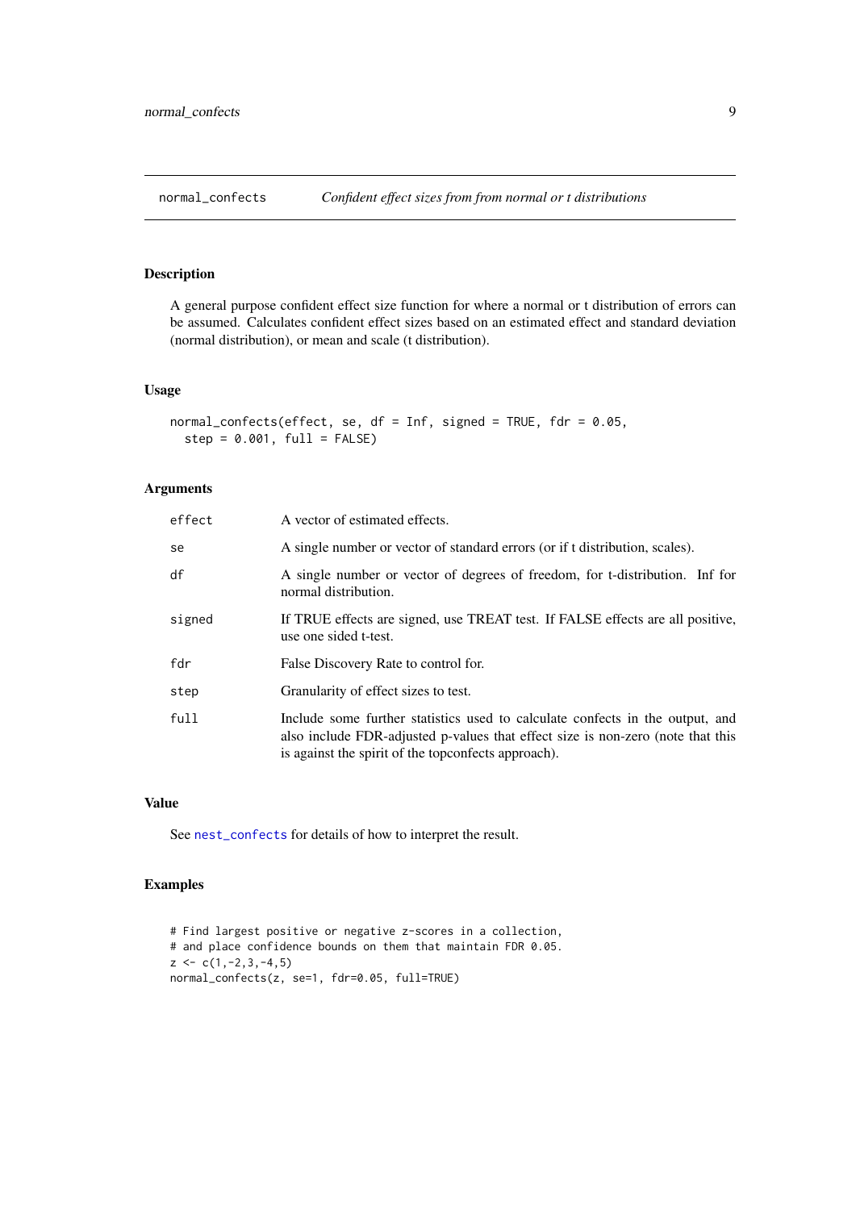## normal_confects — *Confident effect sizes from from normal or t distributions*

### Description

A general purpose confident effect size function for where a normal or t distribution of errors can be assumed. Calculates confident effect sizes based on an estimated effect and standard deviation (normal distribution), or mean and scale (t distribution).

### Usage

```
normal_confects(effect, se, df = Inf, signed = TRUE, fdr = 0.05,
  step = 0.001, full = FALSE)
```

### Arguments

| | |
|---|---|
| `effect` | A vector of estimated effects. |
| `se` | A single number or vector of standard errors (or if t distribution, scales). |
| `df` | A single number or vector of degrees of freedom, for t-distribution. Inf for normal distribution. |
| `signed` | If TRUE effects are signed, use TREAT test. If FALSE effects are all positive, use one sided t-test. |
| `fdr` | False Discovery Rate to control for. |
| `step` | Granularity of effect sizes to test. |
| `full` | Include some further statistics used to calculate confects in the output, and also include FDR-adjusted p-values that effect size is non-zero (note that this is against the spirit of the topconfects approach). |

### Value

See `nest_confects` for details of how to interpret the result.

### Examples

```
# Find largest positive or negative z-scores in a collection,
# and place confidence bounds on them that maintain FDR 0.05.
z <- c(1,-2,3,-4,5)
normal_confects(z, se=1, fdr=0.05, full=TRUE)
```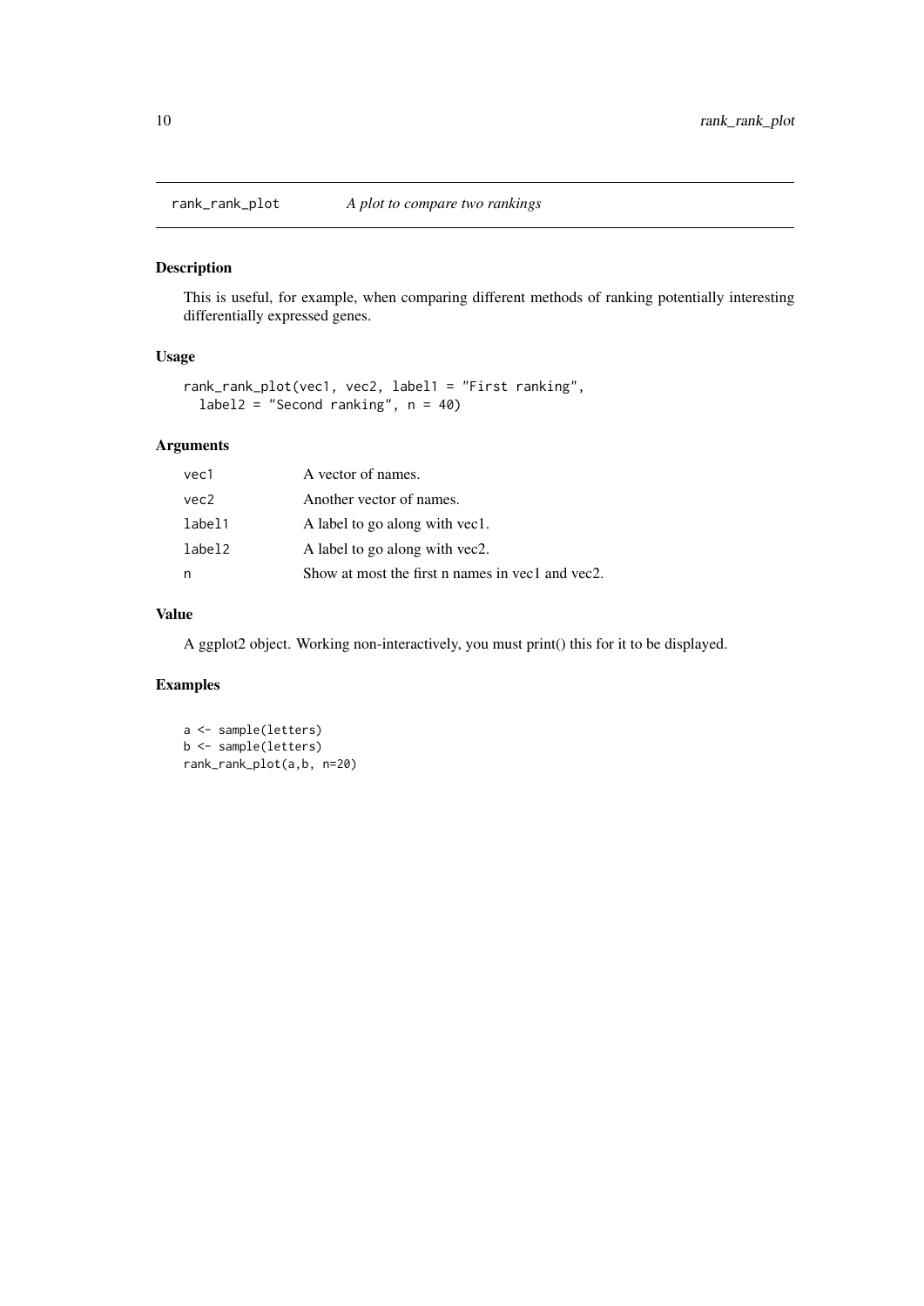## rank_rank_plot — *A plot to compare two rankings*

### Description

This is useful, for example, when comparing different methods of ranking potentially interesting differentially expressed genes.

### Usage

```
rank_rank_plot(vec1, vec2, label1 = "First ranking",
  label2 = "Second ranking", n = 40)
```

### Arguments

| | |
|---|---|
| vec1 | A vector of names. |
| vec2 | Another vector of names. |
| label1 | A label to go along with vec1. |
| label2 | A label to go along with vec2. |
| n | Show at most the first n names in vec1 and vec2. |

### Value

A ggplot2 object. Working non-interactively, you must print() this for it to be displayed.

### Examples

```
a <- sample(letters)
b <- sample(letters)
rank_rank_plot(a,b, n=20)
```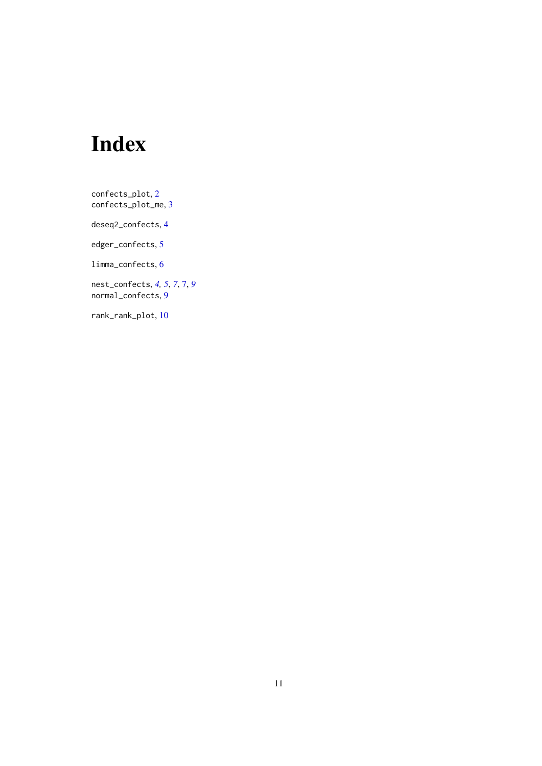# Index

confects_plot, 2
confects_plot_me, 3

deseq2_confects, 4

edger_confects, 5

limma_confects, 6

nest_confects, *4*, *5*, *7*, 7, *9*
normal_confects, 9

rank_rank_plot, 10